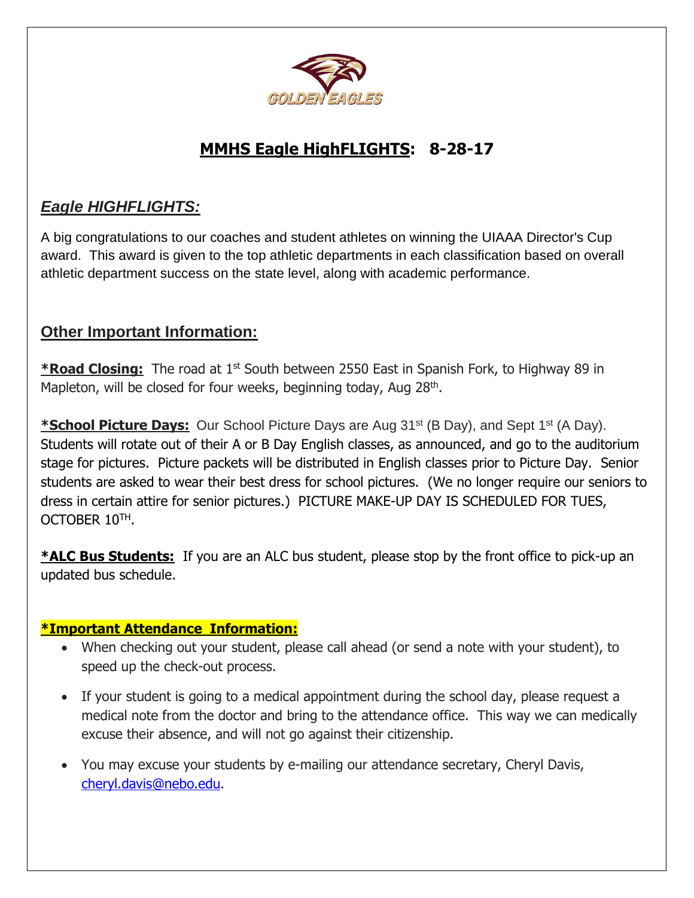GOLDEN EAGLES

# MMHS Eagle HighFLIGHTS: 8-28-17

## *Eagle HIGHFLIGHTS:*

A big congratulations to our coaches and student athletes on winning the UIAAA Director's Cup award. This award is given to the top athletic departments in each classification based on overall athletic department success on the state level, along with academic performance.

## Other Important Information:

***Road Closing:** The road at 1st South between 2550 East in Spanish Fork, to Highway 89 in Mapleton, will be closed for four weeks, beginning today, Aug 28th.

***School Picture Days:** Our School Picture Days are Aug 31st (B Day), and Sept 1st (A Day). Students will rotate out of their A or B Day English classes, as announced, and go to the auditorium stage for pictures. Picture packets will be distributed in English classes prior to Picture Day. Senior students are asked to wear their best dress for school pictures. (We no longer require our seniors to dress in certain attire for senior pictures.) PICTURE MAKE-UP DAY IS SCHEDULED FOR TUES, OCTOBER 10TH.

***ALC Bus Students:** If you are an ALC bus student, please stop by the front office to pick-up an updated bus schedule.

***Important Attendance Information:**

- When checking out your student, please call ahead (or send a note with your student), to speed up the check-out process.
- If your student is going to a medical appointment during the school day, please request a medical note from the doctor and bring to the attendance office. This way we can medically excuse their absence, and will not go against their citizenship.
- You may excuse your students by e-mailing our attendance secretary, Cheryl Davis, cheryl.davis@nebo.edu.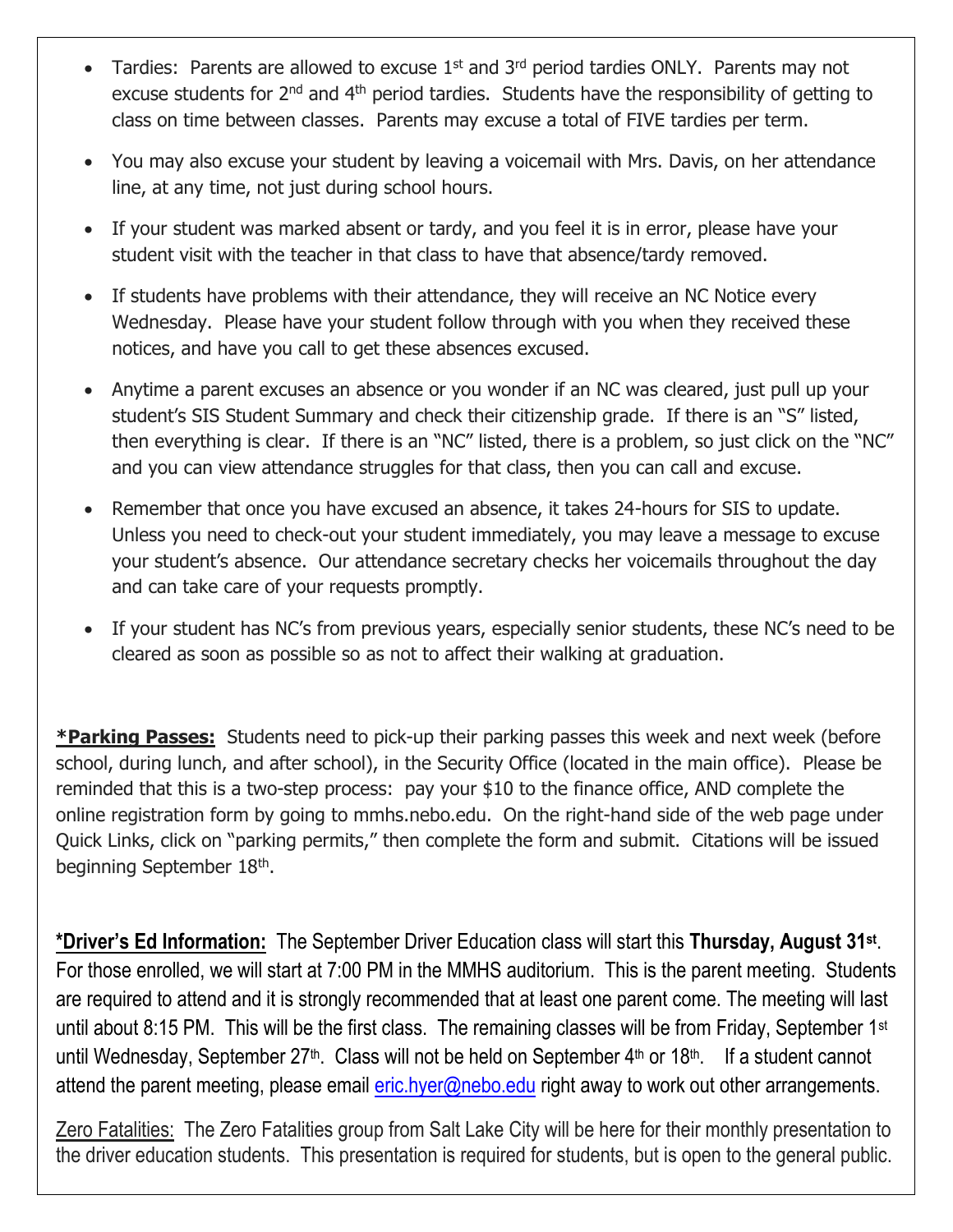- Tardies: Parents are allowed to excuse 1st and 3rd period tardies ONLY. Parents may not excuse students for 2nd and 4th period tardies. Students have the responsibility of getting to class on time between classes. Parents may excuse a total of FIVE tardies per term.
- You may also excuse your student by leaving a voicemail with Mrs. Davis, on her attendance line, at any time, not just during school hours.
- If your student was marked absent or tardy, and you feel it is in error, please have your student visit with the teacher in that class to have that absence/tardy removed.
- If students have problems with their attendance, they will receive an NC Notice every Wednesday. Please have your student follow through with you when they received these notices, and have you call to get these absences excused.
- Anytime a parent excuses an absence or you wonder if an NC was cleared, just pull up your student's SIS Student Summary and check their citizenship grade. If there is an "S" listed, then everything is clear. If there is an "NC" listed, there is a problem, so just click on the "NC" and you can view attendance struggles for that class, then you can call and excuse.
- Remember that once you have excused an absence, it takes 24-hours for SIS to update. Unless you need to check-out your student immediately, you may leave a message to excuse your student's absence. Our attendance secretary checks her voicemails throughout the day and can take care of your requests promptly.
- If your student has NC's from previous years, especially senior students, these NC's need to be cleared as soon as possible so as not to affect their walking at graduation.

**\*Parking Passes:** Students need to pick-up their parking passes this week and next week (before school, during lunch, and after school), in the Security Office (located in the main office). Please be reminded that this is a two-step process: pay your $10 to the finance office, AND complete the online registration form by going to mmhs.nebo.edu. On the right-hand side of the web page under Quick Links, click on "parking permits," then complete the form and submit. Citations will be issued beginning September 18th.

**\*Driver's Ed Information:** The September Driver Education class will start this **Thursday, August 31st**. For those enrolled, we will start at 7:00 PM in the MMHS auditorium. This is the parent meeting. Students are required to attend and it is strongly recommended that at least one parent come. The meeting will last until about 8:15 PM. This will be the first class. The remaining classes will be from Friday, September 1st until Wednesday, September 27th. Class will not be held on September 4th or 18th. If a student cannot attend the parent meeting, please email eric.hyer@nebo.edu right away to work out other arrangements.

Zero Fatalities: The Zero Fatalities group from Salt Lake City will be here for their monthly presentation to the driver education students. This presentation is required for students, but is open to the general public.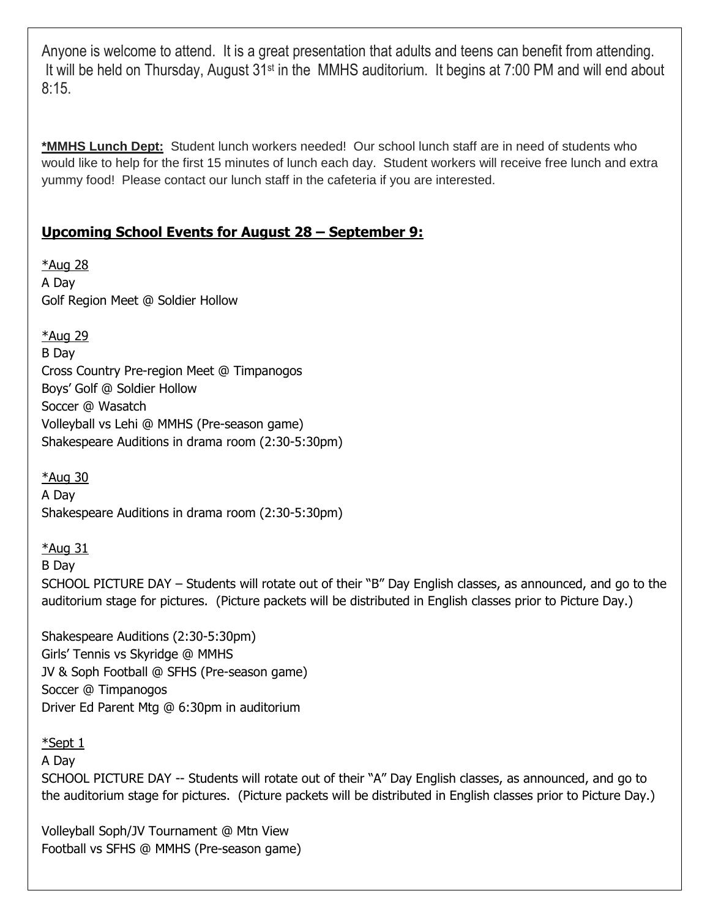Anyone is welcome to attend. It is a great presentation that adults and teens can benefit from attending. It will be held on Thursday, August 31st in the MMHS auditorium. It begins at 7:00 PM and will end about 8:15.

**\*MMHS Lunch Dept:** Student lunch workers needed! Our school lunch staff are in need of students who would like to help for the first 15 minutes of lunch each day. Student workers will receive free lunch and extra yummy food! Please contact our lunch staff in the cafeteria if you are interested.

## Upcoming School Events for August 28 – September 9:

*Aug 28*
A Day
Golf Region Meet @ Soldier Hollow

*Aug 29*
B Day
Cross Country Pre-region Meet @ Timpanogos
Boys' Golf @ Soldier Hollow
Soccer @ Wasatch
Volleyball vs Lehi @ MMHS (Pre-season game)
Shakespeare Auditions in drama room (2:30-5:30pm)

*Aug 30*
A Day
Shakespeare Auditions in drama room (2:30-5:30pm)

*Aug 31*
B Day
SCHOOL PICTURE DAY – Students will rotate out of their "B" Day English classes, as announced, and go to the auditorium stage for pictures. (Picture packets will be distributed in English classes prior to Picture Day.)

Shakespeare Auditions (2:30-5:30pm)
Girls' Tennis vs Skyridge @ MMHS
JV & Soph Football @ SFHS (Pre-season game)
Soccer @ Timpanogos
Driver Ed Parent Mtg @ 6:30pm in auditorium

*Sept 1*
A Day
SCHOOL PICTURE DAY -- Students will rotate out of their "A" Day English classes, as announced, and go to the auditorium stage for pictures. (Picture packets will be distributed in English classes prior to Picture Day.)

Volleyball Soph/JV Tournament @ Mtn View
Football vs SFHS @ MMHS (Pre-season game)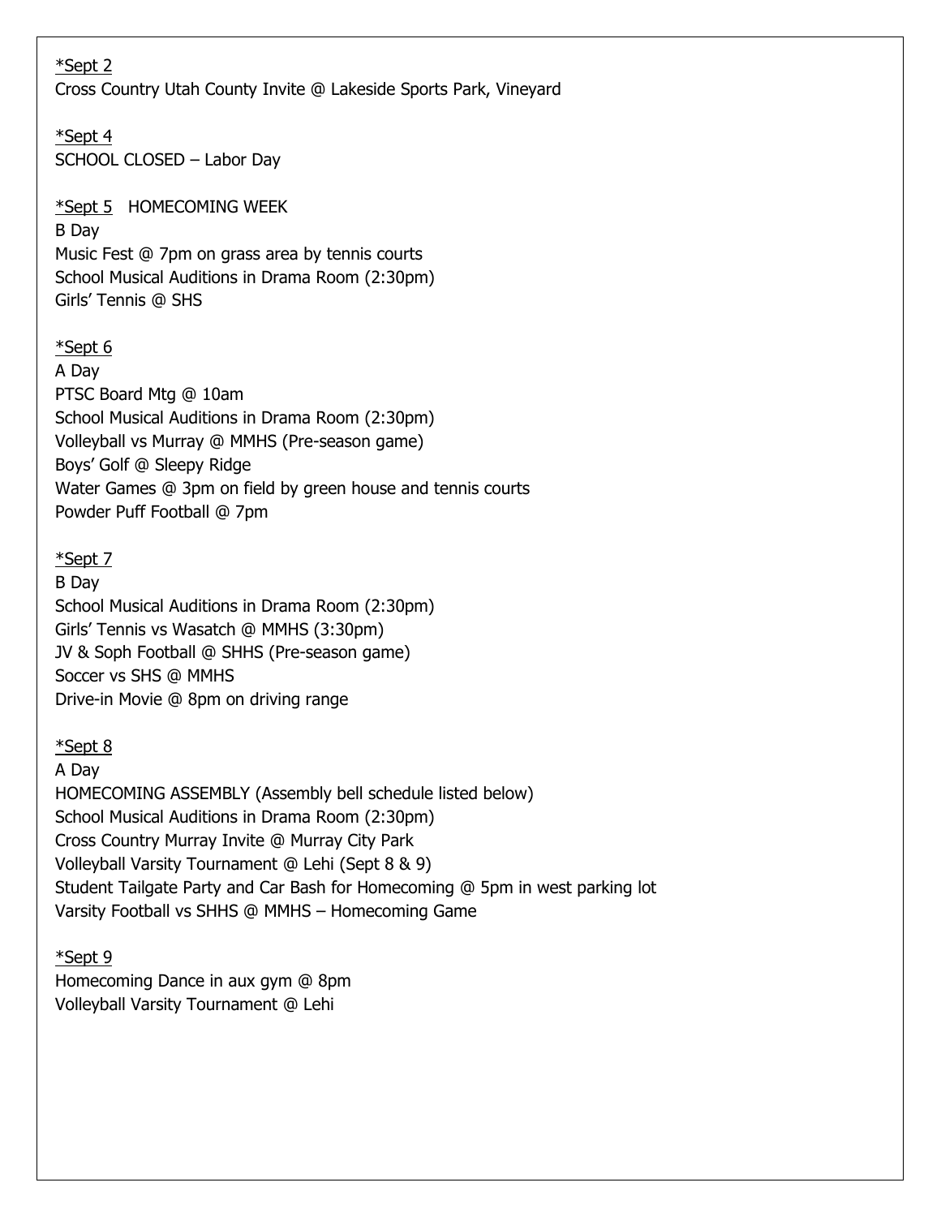*Sept 2
Cross Country Utah County Invite @ Lakeside Sports Park, Vineyard

*Sept 4
SCHOOL CLOSED – Labor Day

*Sept 5 HOMECOMING WEEK
B Day
Music Fest @ 7pm on grass area by tennis courts
School Musical Auditions in Drama Room (2:30pm)
Girls' Tennis @ SHS

*Sept 6
A Day
PTSC Board Mtg @ 10am
School Musical Auditions in Drama Room (2:30pm)
Volleyball vs Murray @ MMHS (Pre-season game)
Boys' Golf @ Sleepy Ridge
Water Games @ 3pm on field by green house and tennis courts
Powder Puff Football @ 7pm

*Sept 7
B Day
School Musical Auditions in Drama Room (2:30pm)
Girls' Tennis vs Wasatch @ MMHS (3:30pm)
JV & Soph Football @ SHHS (Pre-season game)
Soccer vs SHS @ MMHS
Drive-in Movie @ 8pm on driving range

*Sept 8
A Day
HOMECOMING ASSEMBLY (Assembly bell schedule listed below)
School Musical Auditions in Drama Room (2:30pm)
Cross Country Murray Invite @ Murray City Park
Volleyball Varsity Tournament @ Lehi (Sept 8 & 9)
Student Tailgate Party and Car Bash for Homecoming @ 5pm in west parking lot
Varsity Football vs SHHS @ MMHS – Homecoming Game

*Sept 9
Homecoming Dance in aux gym @ 8pm
Volleyball Varsity Tournament @ Lehi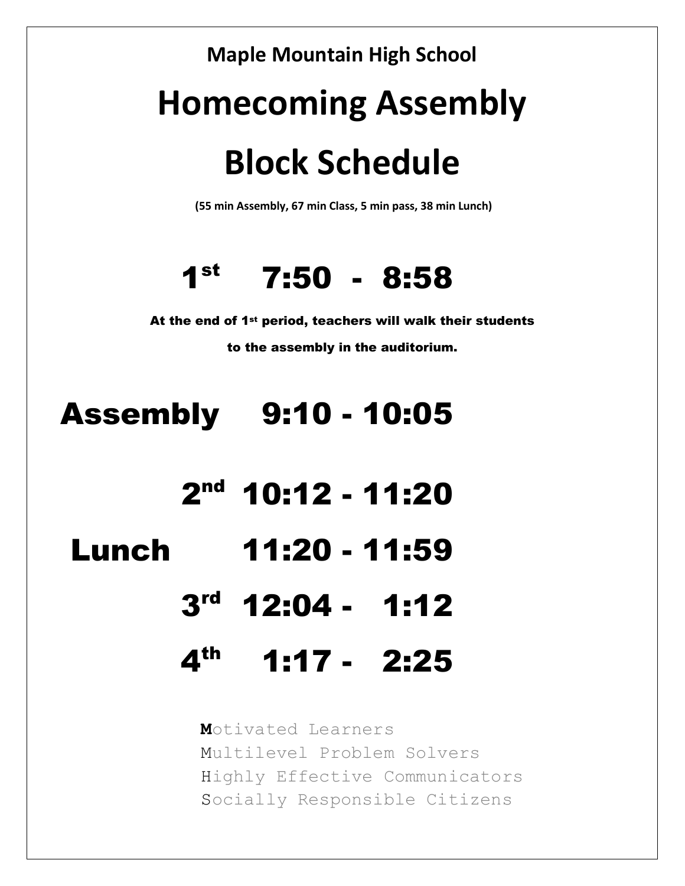**Maple Mountain High School**

# Homecoming Assembly

# Block Schedule

**(55 min Assembly, 67 min Class, 5 min pass, 38 min Lunch)**

## 1st 7:50 - 8:58

**At the end of 1st period, teachers will walk their students to the assembly in the auditorium.**

## Assembly 9:10 - 10:05

## 2nd 10:12 - 11:20

## Lunch 11:20 - 11:59

## 3rd 12:04 - 1:12

## 4th 1:17 - 2:25

**M**otivated Learners
Multilevel Problem Solvers
Highly Effective Communicators
Socially Responsible Citizens